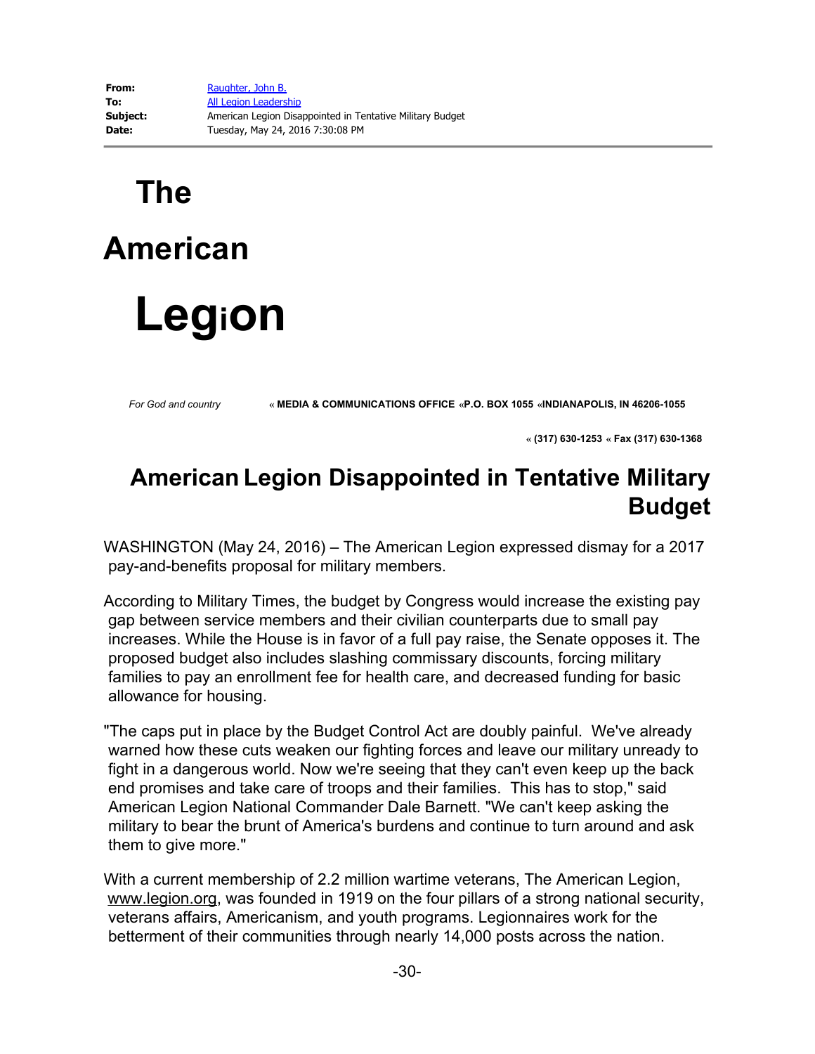**From:** Raughter, John B.
**To:** All Legion Leadership
**Subject:** American Legion Disappointed in Tentative Military Budget
**Date:** Tuesday, May 24, 2016 7:30:08 PM

---

# The American Legion

*For God and country*

« **MEDIA & COMMUNICATIONS OFFICE** «**P.O. BOX 1055** «**INDIANAPOLIS, IN 46206-1055**

« **(317) 630-1253** « **Fax (317) 630-1368**

## American Legion Disappointed in Tentative Military Budget

WASHINGTON (May 24, 2016) – The American Legion expressed dismay for a 2017 pay-and-benefits proposal for military members.

According to Military Times, the budget by Congress would increase the existing pay gap between service members and their civilian counterparts due to small pay increases. While the House is in favor of a full pay raise, the Senate opposes it. The proposed budget also includes slashing commissary discounts, forcing military families to pay an enrollment fee for health care, and decreased funding for basic allowance for housing.

"The caps put in place by the Budget Control Act are doubly painful. We've already warned how these cuts weaken our fighting forces and leave our military unready to fight in a dangerous world. Now we're seeing that they can't even keep up the back end promises and take care of troops and their families. This has to stop," said American Legion National Commander Dale Barnett. "We can't keep asking the military to bear the brunt of America's burdens and continue to turn around and ask them to give more."

With a current membership of 2.2 million wartime veterans, The American Legion, www.legion.org, was founded in 1919 on the four pillars of a strong national security, veterans affairs, Americanism, and youth programs. Legionnaires work for the betterment of their communities through nearly 14,000 posts across the nation.

-30-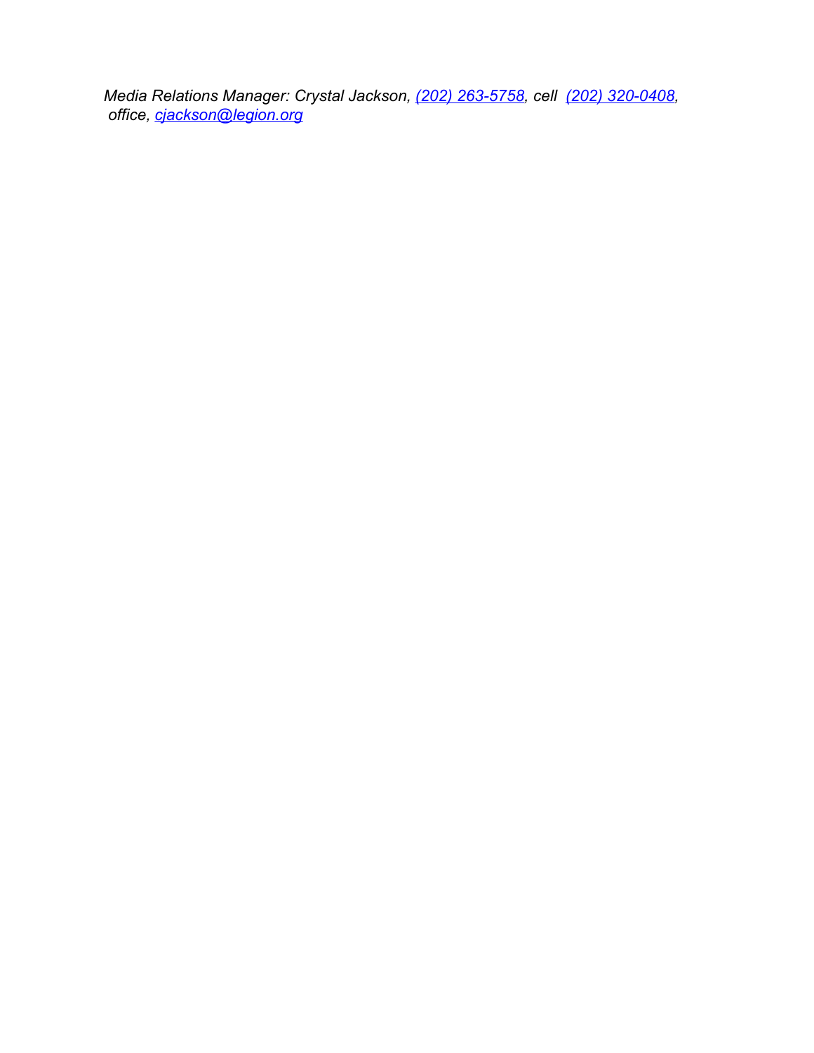*Media Relations Manager: Crystal Jackson, [(202) 263-5758](tel:2022635758), cell [(202) 320-0408](tel:2023200408), office, [cjackson@legion.org](mailto:cjackson@legion.org)*